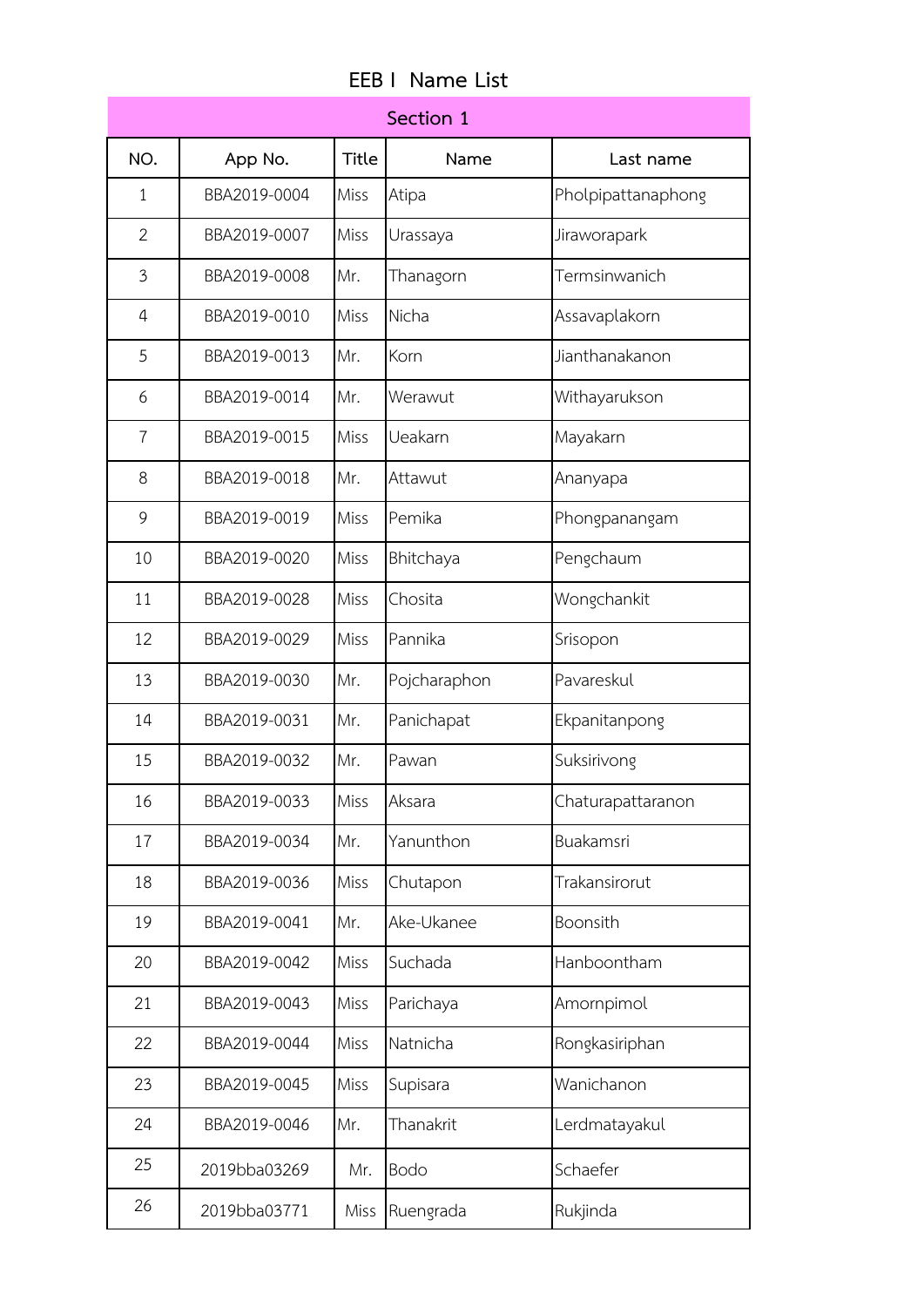# EEB I Name List

| Section 1 | | | | |
|---|---|---|---|---|
| NO. | App No. | Title | Name | Last name |
| 1 | BBA2019-0004 | Miss | Atipa | Pholpipattanaphong |
| 2 | BBA2019-0007 | Miss | Urassaya | Jiraworapark |
| 3 | BBA2019-0008 | Mr. | Thanagorn | Termsinwanich |
| 4 | BBA2019-0010 | Miss | Nicha | Assavaplakorn |
| 5 | BBA2019-0013 | Mr. | Korn | Jianthanakanon |
| 6 | BBA2019-0014 | Mr. | Werawut | Withayarukson |
| 7 | BBA2019-0015 | Miss | Ueakarn | Mayakarn |
| 8 | BBA2019-0018 | Mr. | Attawut | Ananyapa |
| 9 | BBA2019-0019 | Miss | Pemika | Phongpanangam |
| 10 | BBA2019-0020 | Miss | Bhitchaya | Pengchaum |
| 11 | BBA2019-0028 | Miss | Chosita | Wongchankit |
| 12 | BBA2019-0029 | Miss | Pannika | Srisopon |
| 13 | BBA2019-0030 | Mr. | Pojcharaphon | Pavareskul |
| 14 | BBA2019-0031 | Mr. | Panichapat | Ekpanitanpong |
| 15 | BBA2019-0032 | Mr. | Pawan | Suksirivong |
| 16 | BBA2019-0033 | Miss | Aksara | Chaturapattaranon |
| 17 | BBA2019-0034 | Mr. | Yanunthon | Buakamsri |
| 18 | BBA2019-0036 | Miss | Chutapon | Trakansirorut |
| 19 | BBA2019-0041 | Mr. | Ake-Ukanee | Boonsith |
| 20 | BBA2019-0042 | Miss | Suchada | Hanboontham |
| 21 | BBA2019-0043 | Miss | Parichaya | Amornpimol |
| 22 | BBA2019-0044 | Miss | Natnicha | Rongkasiriphan |
| 23 | BBA2019-0045 | Miss | Supisara | Wanichanon |
| 24 | BBA2019-0046 | Mr. | Thanakrit | Lerdmatayakul |
| 25 | 2019bba03269 | Mr. | Bodo | Schaefer |
| 26 | 2019bba03771 | Miss | Ruengrada | Rukjinda |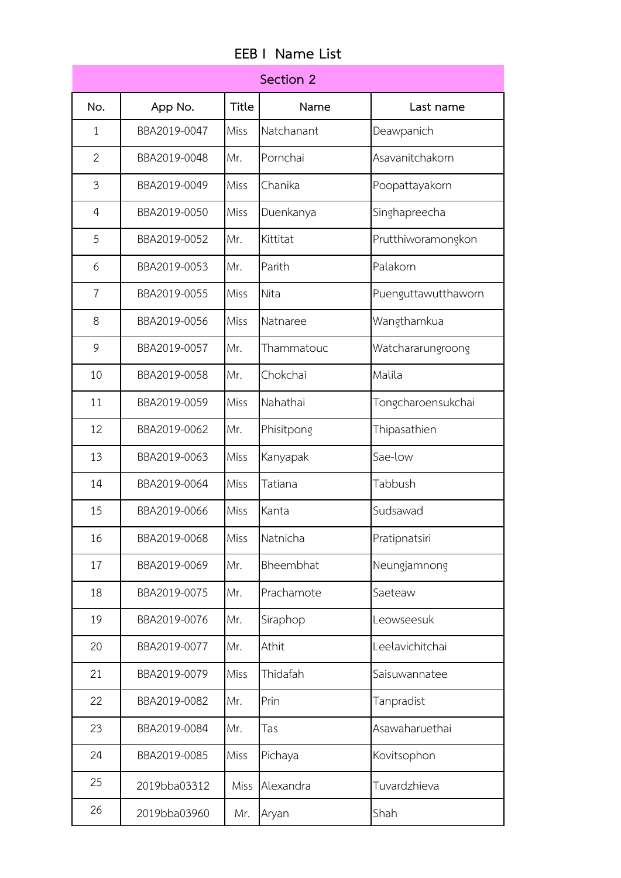# EEB I Name List

| Section 2 | | | | |
|---|---|---|---|---|
| No. | App No. | Title | Name | Last name |
| 1 | BBA2019-0047 | Miss | Natchanant | Deawpanich |
| 2 | BBA2019-0048 | Mr. | Pornchai | Asavanitchakorn |
| 3 | BBA2019-0049 | Miss | Chanika | Poopattayakorn |
| 4 | BBA2019-0050 | Miss | Duenkanya | Singhapreecha |
| 5 | BBA2019-0052 | Mr. | Kittitat | Prutthiworamongkon |
| 6 | BBA2019-0053 | Mr. | Parith | Palakorn |
| 7 | BBA2019-0055 | Miss | Nita | Puenguttawutthaworn |
| 8 | BBA2019-0056 | Miss | Natnaree | Wangthamkua |
| 9 | BBA2019-0057 | Mr. | Thammatouc | Watchararungroong |
| 10 | BBA2019-0058 | Mr. | Chokchai | Malila |
| 11 | BBA2019-0059 | Miss | Nahathai | Tongcharoensukchai |
| 12 | BBA2019-0062 | Mr. | Phisitpong | Thipasathien |
| 13 | BBA2019-0063 | Miss | Kanyapak | Sae-low |
| 14 | BBA2019-0064 | Miss | Tatiana | Tabbush |
| 15 | BBA2019-0066 | Miss | Kanta | Sudsawad |
| 16 | BBA2019-0068 | Miss | Natnicha | Pratipnatsiri |
| 17 | BBA2019-0069 | Mr. | Bheembhat | Neungjamnong |
| 18 | BBA2019-0075 | Mr. | Prachamote | Saeteaw |
| 19 | BBA2019-0076 | Mr. | Siraphop | Leowseesuk |
| 20 | BBA2019-0077 | Mr. | Athit | Leelavichitchai |
| 21 | BBA2019-0079 | Miss | Thidafah | Saisuwannatee |
| 22 | BBA2019-0082 | Mr. | Prin | Tanpradist |
| 23 | BBA2019-0084 | Mr. | Tas | Asawaharuethai |
| 24 | BBA2019-0085 | Miss | Pichaya | Kovitsophon |
| 25 | 2019bba03312 | Miss | Alexandra | Tuvardzhieva |
| 26 | 2019bba03960 | Mr. | Aryan | Shah |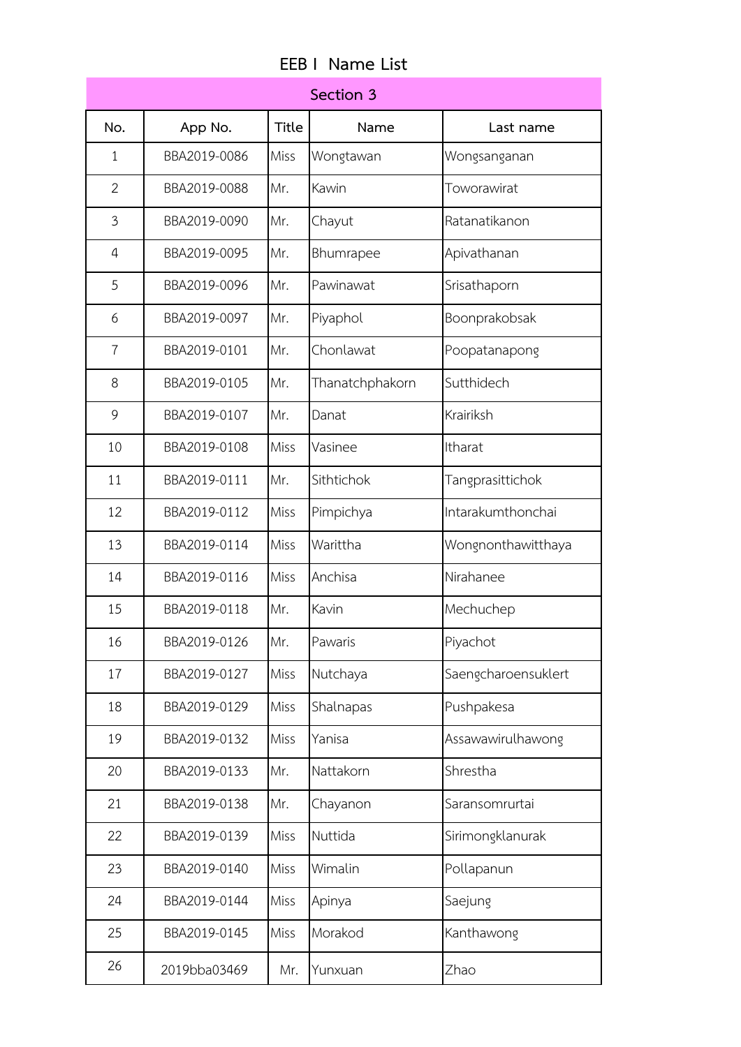# EEB I Name List

| Section 3 | | | | |
|---|---|---|---|---|
| **No.** | **App No.** | **Title** | **Name** | **Last name** |
| 1 | BBA2019-0086 | Miss | Wongtawan | Wongsanganan |
| 2 | BBA2019-0088 | Mr. | Kawin | Toworawirat |
| 3 | BBA2019-0090 | Mr. | Chayut | Ratanatikanon |
| 4 | BBA2019-0095 | Mr. | Bhumrapee | Apivathanan |
| 5 | BBA2019-0096 | Mr. | Pawinawat | Srisathaporn |
| 6 | BBA2019-0097 | Mr. | Piyaphol | Boonprakobsak |
| 7 | BBA2019-0101 | Mr. | Chonlawat | Poopatanapong |
| 8 | BBA2019-0105 | Mr. | Thanatchphakorn | Sutthidech |
| 9 | BBA2019-0107 | Mr. | Danat | Krairiksh |
| 10 | BBA2019-0108 | Miss | Vasinee | Itharat |
| 11 | BBA2019-0111 | Mr. | Sithtichok | Tangprasittichok |
| 12 | BBA2019-0112 | Miss | Pimpichya | Intarakumthonchai |
| 13 | BBA2019-0114 | Miss | Warittha | Wongnonthawitthaya |
| 14 | BBA2019-0116 | Miss | Anchisa | Nirahanee |
| 15 | BBA2019-0118 | Mr. | Kavin | Mechuchep |
| 16 | BBA2019-0126 | Mr. | Pawaris | Piyachot |
| 17 | BBA2019-0127 | Miss | Nutchaya | Saengcharoensuklert |
| 18 | BBA2019-0129 | Miss | Shalnapas | Pushpakesa |
| 19 | BBA2019-0132 | Miss | Yanisa | Assawawirulhawong |
| 20 | BBA2019-0133 | Mr. | Nattakorn | Shrestha |
| 21 | BBA2019-0138 | Mr. | Chayanon | Saransomrurtai |
| 22 | BBA2019-0139 | Miss | Nuttida | Sirimongklanurak |
| 23 | BBA2019-0140 | Miss | Wimalin | Pollapanun |
| 24 | BBA2019-0144 | Miss | Apinya | Saejung |
| 25 | BBA2019-0145 | Miss | Morakod | Kanthawong |
| 26 | 2019bba03469 | Mr. | Yunxuan | Zhao |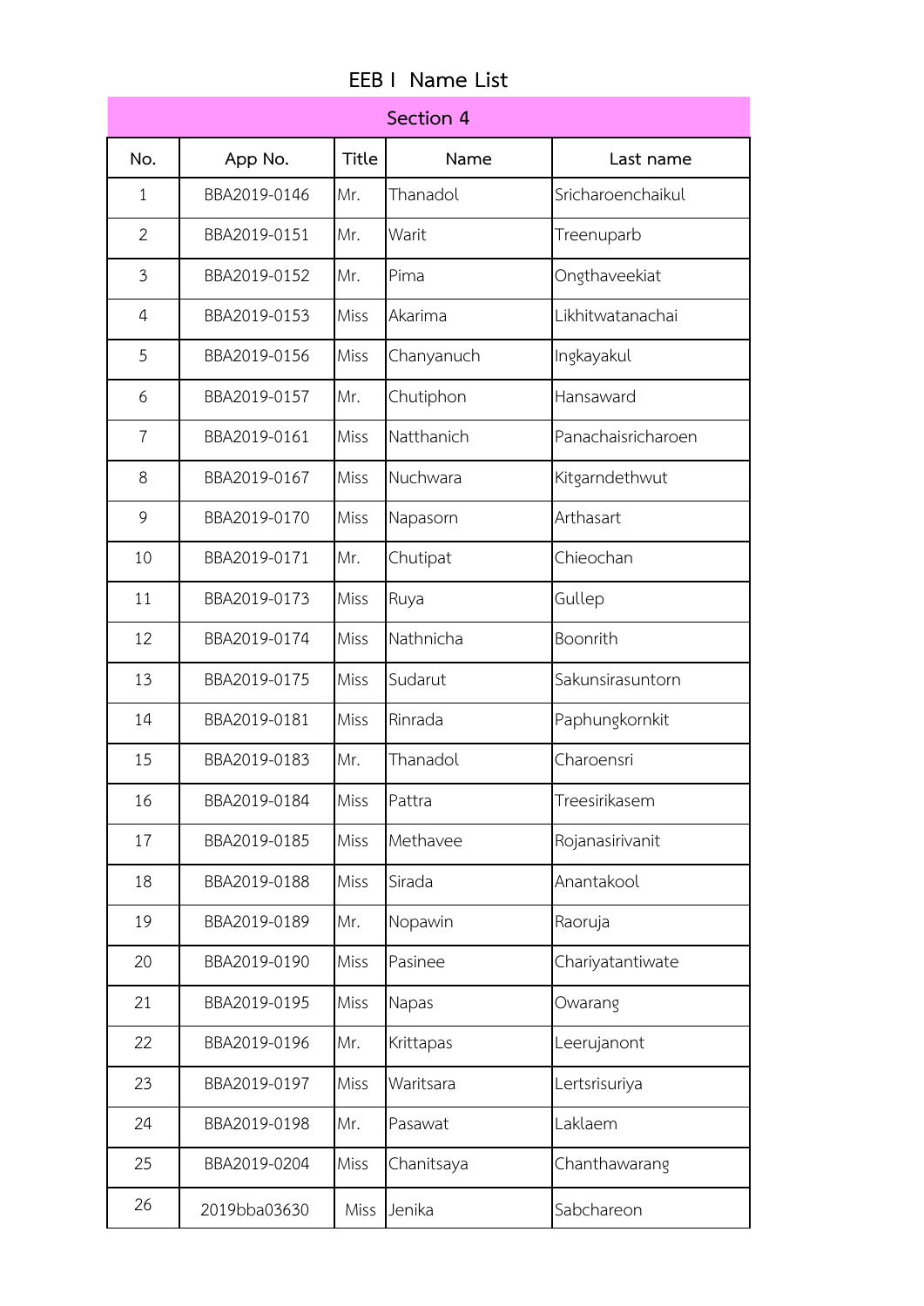# EEB I Name List

| Section 4 | | | | |
|---|---|---|---|---|
| No. | App No. | Title | Name | Last name |
| 1 | BBA2019-0146 | Mr. | Thanadol | Sricharoenchaikul |
| 2 | BBA2019-0151 | Mr. | Warit | Treenuparb |
| 3 | BBA2019-0152 | Mr. | Pima | Ongthaveekiat |
| 4 | BBA2019-0153 | Miss | Akarima | Likhitwatanachai |
| 5 | BBA2019-0156 | Miss | Chanyanuch | Ingkayakul |
| 6 | BBA2019-0157 | Mr. | Chutiphon | Hansaward |
| 7 | BBA2019-0161 | Miss | Natthanich | Panachaisricharoen |
| 8 | BBA2019-0167 | Miss | Nuchwara | Kitgarndethwut |
| 9 | BBA2019-0170 | Miss | Napasorn | Arthasart |
| 10 | BBA2019-0171 | Mr. | Chutipat | Chieochan |
| 11 | BBA2019-0173 | Miss | Ruya | Gullep |
| 12 | BBA2019-0174 | Miss | Nathnicha | Boonrith |
| 13 | BBA2019-0175 | Miss | Sudarut | Sakunsirasuntorn |
| 14 | BBA2019-0181 | Miss | Rinrada | Paphungkornkit |
| 15 | BBA2019-0183 | Mr. | Thanadol | Charoensri |
| 16 | BBA2019-0184 | Miss | Pattra | Treesirikasem |
| 17 | BBA2019-0185 | Miss | Methavee | Rojanasirivanit |
| 18 | BBA2019-0188 | Miss | Sirada | Anantakool |
| 19 | BBA2019-0189 | Mr. | Nopawin | Raoruja |
| 20 | BBA2019-0190 | Miss | Pasinee | Chariyatantiwate |
| 21 | BBA2019-0195 | Miss | Napas | Owarang |
| 22 | BBA2019-0196 | Mr. | Krittapas | Leerujanont |
| 23 | BBA2019-0197 | Miss | Waritsara | Lertsrisuriya |
| 24 | BBA2019-0198 | Mr. | Pasawat | Laklaem |
| 25 | BBA2019-0204 | Miss | Chanitsaya | Chanthawarang |
| 26 | 2019bba03630 | Miss | Jenika | Sabchareon |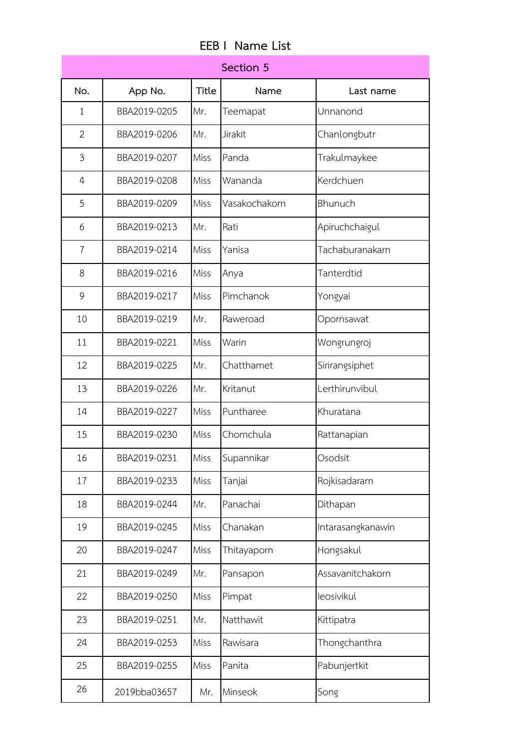# EEB I Name List

## Section 5

| No. | App No. | Title | Name | Last name |
|---|---|---|---|---|
| 1 | BBA2019-0205 | Mr. | Teemapat | Unnanond |
| 2 | BBA2019-0206 | Mr. | Jirakit | Chanlongbutr |
| 3 | BBA2019-0207 | Miss | Panda | Trakulmaykee |
| 4 | BBA2019-0208 | Miss | Wananda | Kerdchuen |
| 5 | BBA2019-0209 | Miss | Vasakochakorn | Bhunuch |
| 6 | BBA2019-0213 | Mr. | Rati | Apiruchchaigul |
| 7 | BBA2019-0214 | Miss | Yanisa | Tachaburanakarn |
| 8 | BBA2019-0216 | Miss | Anya | Tanterdtid |
| 9 | BBA2019-0217 | Miss | Pimchanok | Yongyai |
| 10 | BBA2019-0219 | Mr. | Raweroad | Opornsawat |
| 11 | BBA2019-0221 | Miss | Warin | Wongrungroj |
| 12 | BBA2019-0225 | Mr. | Chatthamet | Sirirangsiphet |
| 13 | BBA2019-0226 | Mr. | Kritanut | Lerthirunvibul |
| 14 | BBA2019-0227 | Miss | Puntharee | Khuratana |
| 15 | BBA2019-0230 | Miss | Chomchula | Rattanapian |
| 16 | BBA2019-0231 | Miss | Supannikar | Osodsit |
| 17 | BBA2019-0233 | Miss | Tanjai | Rojkisadaram |
| 18 | BBA2019-0244 | Mr. | Panachai | Dithapan |
| 19 | BBA2019-0245 | Miss | Chanakan | Intarasangkanawin |
| 20 | BBA2019-0247 | Miss | Thitayaporn | Hongsakul |
| 21 | BBA2019-0249 | Mr. | Pansapon | Assavanitchakorn |
| 22 | BBA2019-0250 | Miss | Pimpat | Ieosivikul |
| 23 | BBA2019-0251 | Mr. | Natthawit | Kittipatra |
| 24 | BBA2019-0253 | Miss | Rawisara | Thongchanthra |
| 25 | BBA2019-0255 | Miss | Panita | Pabunjertkit |
| 26 | 2019bba03657 | Mr. | Minseok | Song |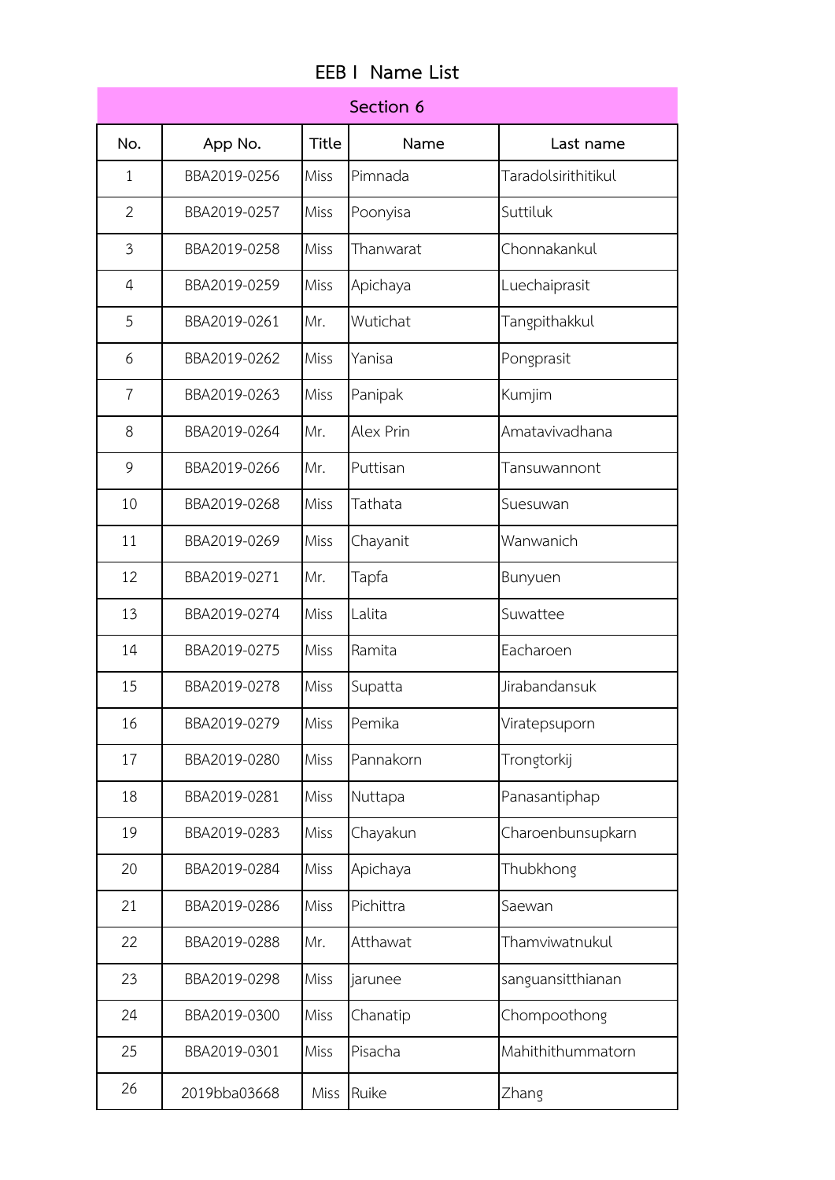# EEB I Name List

| Section 6 | | | | |
|---|---|---|---|---|
| No. | App No. | Title | Name | Last name |
| 1 | BBA2019-0256 | Miss | Pimnada | Taradolsirithitikul |
| 2 | BBA2019-0257 | Miss | Poonyisa | Suttiluk |
| 3 | BBA2019-0258 | Miss | Thanwarat | Chonnakankul |
| 4 | BBA2019-0259 | Miss | Apichaya | Luechaiprasit |
| 5 | BBA2019-0261 | Mr. | Wutichat | Tangpithakkul |
| 6 | BBA2019-0262 | Miss | Yanisa | Pongprasit |
| 7 | BBA2019-0263 | Miss | Panipak | Kumjim |
| 8 | BBA2019-0264 | Mr. | Alex Prin | Amatavivadhana |
| 9 | BBA2019-0266 | Mr. | Puttisan | Tansuwannont |
| 10 | BBA2019-0268 | Miss | Tathata | Suesuwan |
| 11 | BBA2019-0269 | Miss | Chayanit | Wanwanich |
| 12 | BBA2019-0271 | Mr. | Tapfa | Bunyuen |
| 13 | BBA2019-0274 | Miss | Lalita | Suwattee |
| 14 | BBA2019-0275 | Miss | Ramita | Eacharoen |
| 15 | BBA2019-0278 | Miss | Supatta | Jirabandansuk |
| 16 | BBA2019-0279 | Miss | Pemika | Viratepsuporn |
| 17 | BBA2019-0280 | Miss | Pannakorn | Trongtorkij |
| 18 | BBA2019-0281 | Miss | Nuttapa | Panasantiphap |
| 19 | BBA2019-0283 | Miss | Chayakun | Charoenbunsupkarn |
| 20 | BBA2019-0284 | Miss | Apichaya | Thubkhong |
| 21 | BBA2019-0286 | Miss | Pichittra | Saewan |
| 22 | BBA2019-0288 | Mr. | Atthawat | Thamviwatnukul |
| 23 | BBA2019-0298 | Miss | jarunee | sanguansitthianan |
| 24 | BBA2019-0300 | Miss | Chanatip | Chompoothong |
| 25 | BBA2019-0301 | Miss | Pisacha | Mahithithummatorn |
| 26 | 2019bba03668 | Miss | Ruike | Zhang |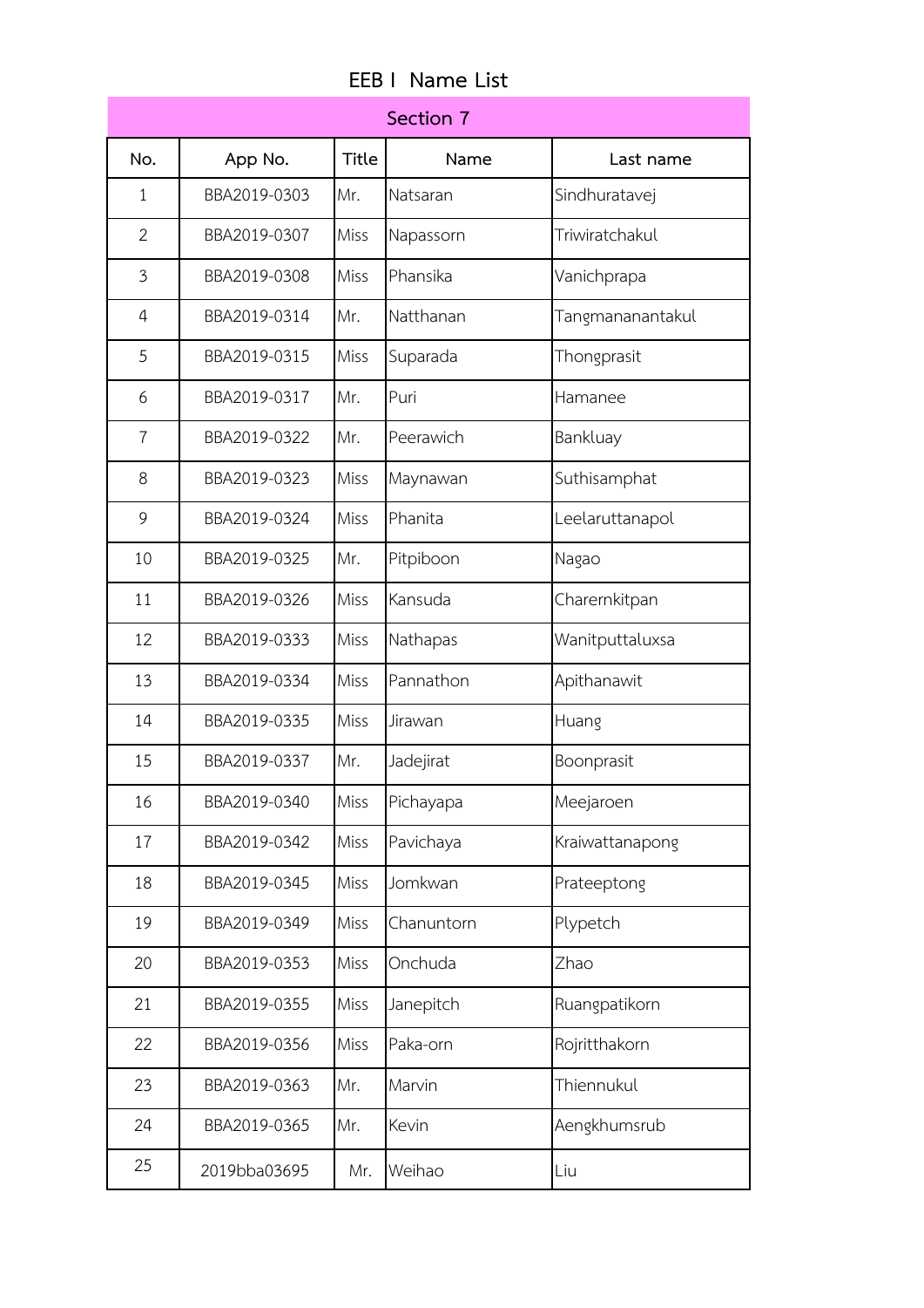# EEB I Name List

| Section 7 | | | | |
|---|---|---|---|---|
| No. | App No. | Title | Name | Last name |
| 1 | BBA2019-0303 | Mr. | Natsaran | Sindhuratavej |
| 2 | BBA2019-0307 | Miss | Napassorn | Triwiratchakul |
| 3 | BBA2019-0308 | Miss | Phansika | Vanichprapa |
| 4 | BBA2019-0314 | Mr. | Natthanan | Tangmananantakul |
| 5 | BBA2019-0315 | Miss | Suparada | Thongprasit |
| 6 | BBA2019-0317 | Mr. | Puri | Hamanee |
| 7 | BBA2019-0322 | Mr. | Peerawich | Bankluay |
| 8 | BBA2019-0323 | Miss | Maynawan | Suthisamphat |
| 9 | BBA2019-0324 | Miss | Phanita | Leelaruttanapol |
| 10 | BBA2019-0325 | Mr. | Pitpiboon | Nagao |
| 11 | BBA2019-0326 | Miss | Kansuda | Charernkitpan |
| 12 | BBA2019-0333 | Miss | Nathapas | Wanitputtaluxsa |
| 13 | BBA2019-0334 | Miss | Pannathon | Apithanawit |
| 14 | BBA2019-0335 | Miss | Jirawan | Huang |
| 15 | BBA2019-0337 | Mr. | Jadejirat | Boonprasit |
| 16 | BBA2019-0340 | Miss | Pichayapa | Meejaroen |
| 17 | BBA2019-0342 | Miss | Pavichaya | Kraiwattanapong |
| 18 | BBA2019-0345 | Miss | Jomkwan | Prateeptong |
| 19 | BBA2019-0349 | Miss | Chanuntorn | Plypetch |
| 20 | BBA2019-0353 | Miss | Onchuda | Zhao |
| 21 | BBA2019-0355 | Miss | Janepitch | Ruangpatikorn |
| 22 | BBA2019-0356 | Miss | Paka-orn | Rojritthakorn |
| 23 | BBA2019-0363 | Mr. | Marvin | Thiennukul |
| 24 | BBA2019-0365 | Mr. | Kevin | Aengkhumsrub |
| 25 | 2019bba03695 | Mr. | Weihao | Liu |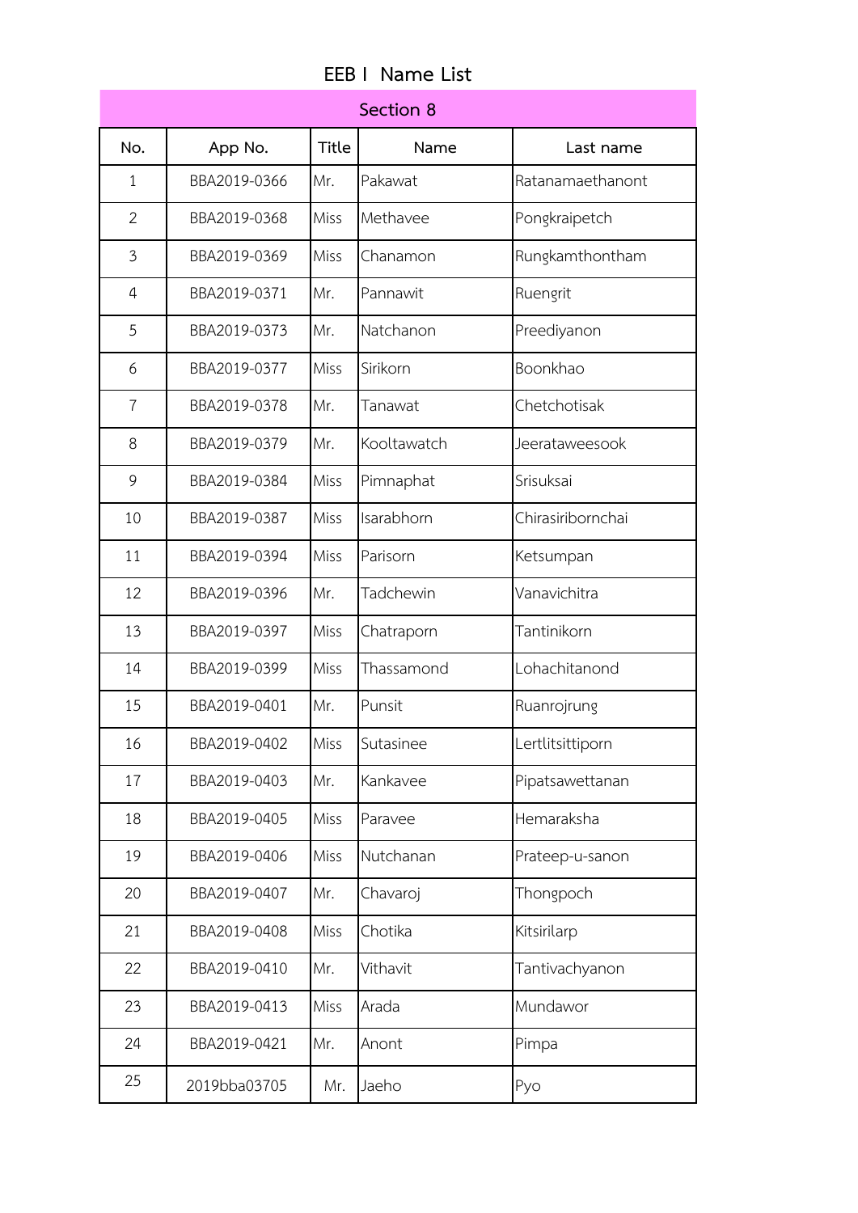# EEB I Name List

## Section 8

| No. | App No. | Title | Name | Last name |
|---|---|---|---|---|
| 1 | BBA2019-0366 | Mr. | Pakawat | Ratanamaethanont |
| 2 | BBA2019-0368 | Miss | Methavee | Pongkraipetch |
| 3 | BBA2019-0369 | Miss | Chanamon | Rungkamthontham |
| 4 | BBA2019-0371 | Mr. | Pannawit | Ruengrit |
| 5 | BBA2019-0373 | Mr. | Natchanon | Preediyanon |
| 6 | BBA2019-0377 | Miss | Sirikorn | Boonkhao |
| 7 | BBA2019-0378 | Mr. | Tanawat | Chetchotisak |
| 8 | BBA2019-0379 | Mr. | Kooltawatch | Jeerataweesook |
| 9 | BBA2019-0384 | Miss | Pimnaphat | Srisuksai |
| 10 | BBA2019-0387 | Miss | Isarabhorn | Chirasiribornchai |
| 11 | BBA2019-0394 | Miss | Parisorn | Ketsumpan |
| 12 | BBA2019-0396 | Mr. | Tadchewin | Vanavichitra |
| 13 | BBA2019-0397 | Miss | Chatraporn | Tantinikorn |
| 14 | BBA2019-0399 | Miss | Thassamond | Lohachitanond |
| 15 | BBA2019-0401 | Mr. | Punsit | Ruanrojrung |
| 16 | BBA2019-0402 | Miss | Sutasinee | Lertlitsittiporn |
| 17 | BBA2019-0403 | Mr. | Kankavee | Pipatsawettanan |
| 18 | BBA2019-0405 | Miss | Paravee | Hemaraksha |
| 19 | BBA2019-0406 | Miss | Nutchanan | Prateep-u-sanon |
| 20 | BBA2019-0407 | Mr. | Chavaroj | Thongpoch |
| 21 | BBA2019-0408 | Miss | Chotika | Kitsirilarp |
| 22 | BBA2019-0410 | Mr. | Vithavit | Tantivachyanon |
| 23 | BBA2019-0413 | Miss | Arada | Mundawor |
| 24 | BBA2019-0421 | Mr. | Anont | Pimpa |
| 25 | 2019bba03705 | Mr. | Jaeho | Pyo |